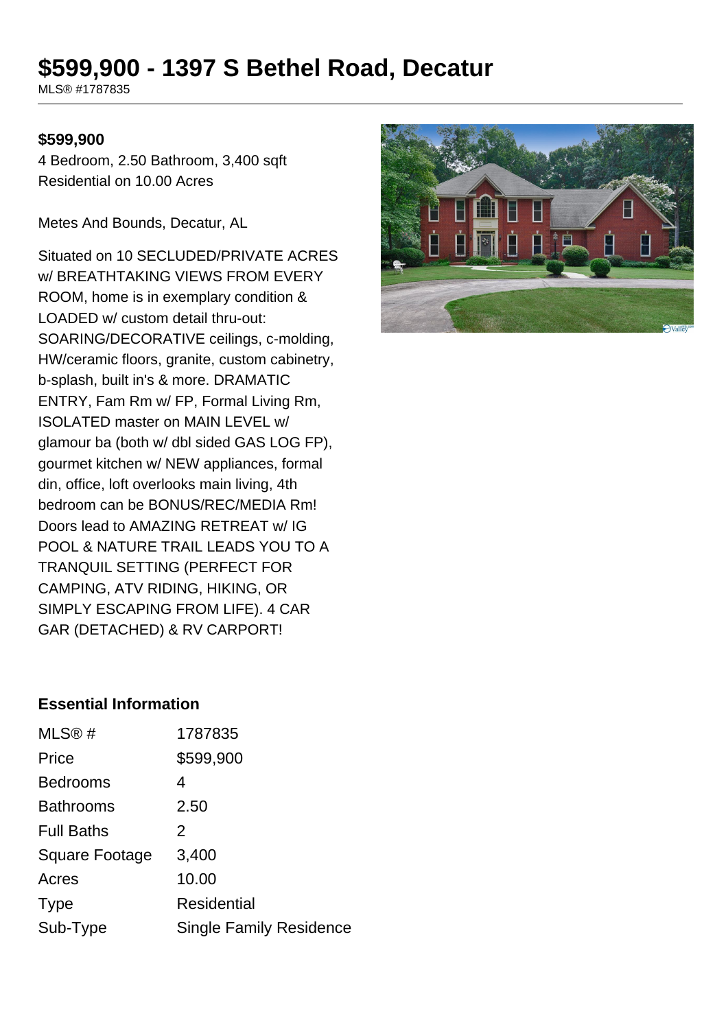# $599,900 - 1397 S Bethel Road, Decatur

MLS® #1787835

**$599,900**

4 Bedroom, 2.50 Bathroom, 3,400 sqft
Residential on 10.00 Acres

Metes And Bounds, Decatur, AL

Situated on 10 SECLUDED/PRIVATE ACRES w/ BREATHTAKING VIEWS FROM EVERY ROOM, home is in exemplary condition & LOADED w/ custom detail thru-out: SOARING/DECORATIVE ceilings, c-molding, HW/ceramic floors, granite, custom cabinetry, b-splash, built in's & more. DRAMATIC ENTRY, Fam Rm w/ FP, Formal Living Rm, ISOLATED master on MAIN LEVEL w/ glamour ba (both w/ dbl sided GAS LOG FP), gourmet kitchen w/ NEW appliances, formal din, office, loft overlooks main living, 4th bedroom can be BONUS/REC/MEDIA Rm! Doors lead to AMAZING RETREAT w/ IG POOL & NATURE TRAIL LEADS YOU TO A TRANQUIL SETTING (PERFECT FOR CAMPING, ATV RIDING, HIKING, OR SIMPLY ESCAPING FROM LIFE). 4 CAR GAR (DETACHED) & RV CARPORT!

### Essential Information

| | |
|---|---|
| MLS® # | 1787835 |
| Price | $599,900 |
| Bedrooms | 4 |
| Bathrooms | 2.50 |
| Full Baths | 2 |
| Square Footage | 3,400 |
| Acres | 10.00 |
| Type | Residential |
| Sub-Type | Single Family Residence |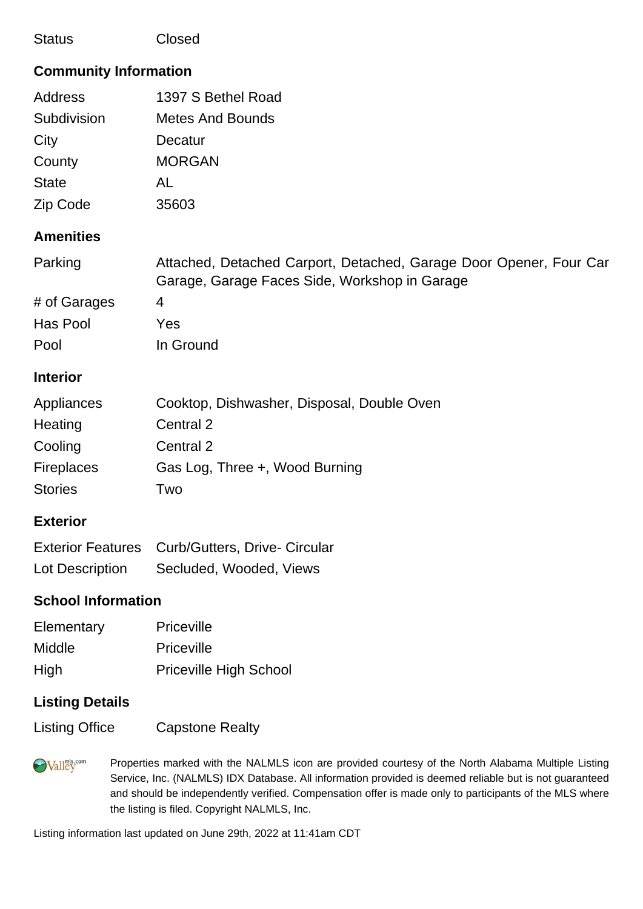| | |
|---|---|
| Status | Closed |

## Community Information

| | |
|---|---|
| Address | 1397 S Bethel Road |
| Subdivision | Metes And Bounds |
| City | Decatur |
| County | MORGAN |
| State | AL |
| Zip Code | 35603 |

## Amenities

| | |
|---|---|
| Parking | Attached, Detached Carport, Detached, Garage Door Opener, Four Car Garage, Garage Faces Side, Workshop in Garage |
| # of Garages | 4 |
| Has Pool | Yes |
| Pool | In Ground |

## Interior

| | |
|---|---|
| Appliances | Cooktop, Dishwasher, Disposal, Double Oven |
| Heating | Central 2 |
| Cooling | Central 2 |
| Fireplaces | Gas Log, Three +, Wood Burning |
| Stories | Two |

## Exterior

| | |
|---|---|
| Exterior Features | Curb/Gutters, Drive- Circular |
| Lot Description | Secluded, Wooded, Views |

## School Information

| | |
|---|---|
| Elementary | Priceville |
| Middle | Priceville |
| High | Priceville High School |

## Listing Details

| | |
|---|---|
| Listing Office | Capstone Realty |

Properties marked with the NALMLS icon are provided courtesy of the North Alabama Multiple Listing Service, Inc. (NALMLS) IDX Database. All information provided is deemed reliable but is not guaranteed and should be independently verified. Compensation offer is made only to participants of the MLS where the listing is filed. Copyright NALMLS, Inc.

Listing information last updated on June 29th, 2022 at 11:41am CDT